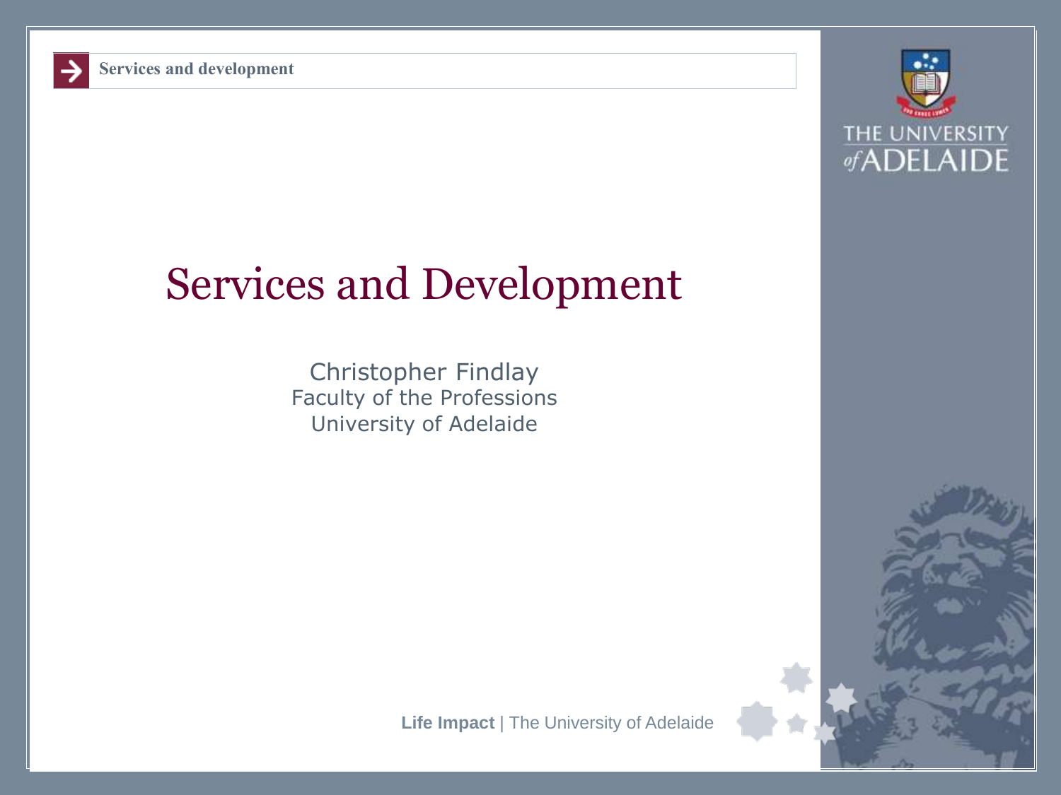# Services and Development

Christopher Findlay
Faculty of the Professions
University of Adelaide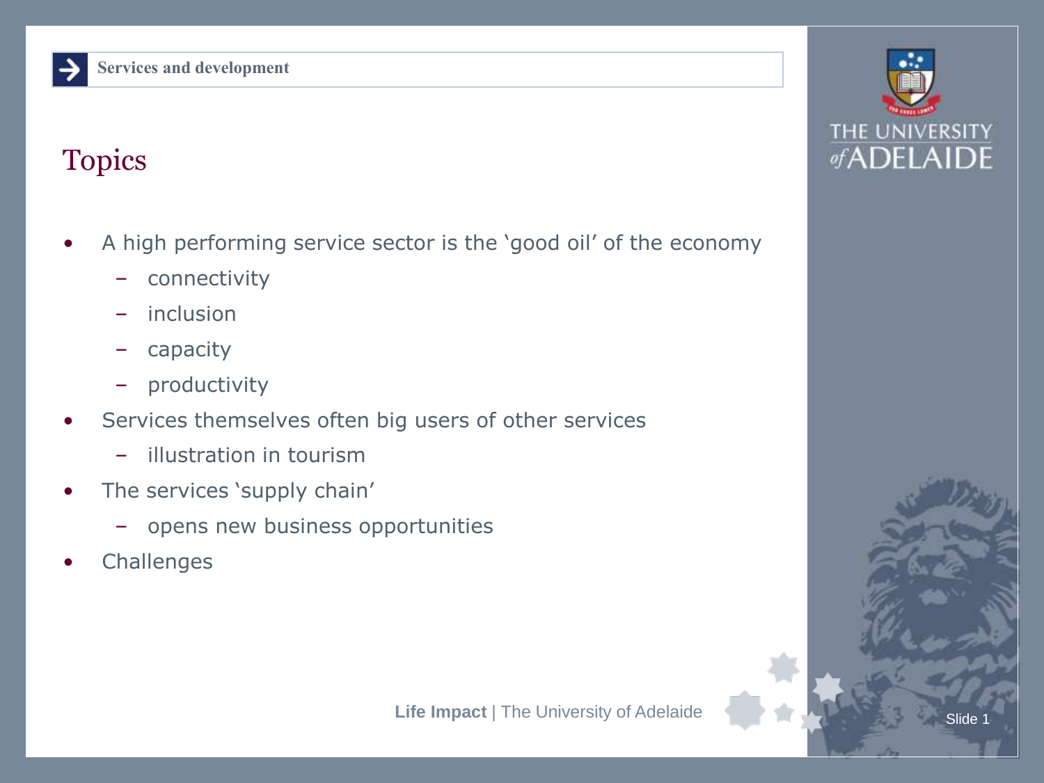Services and development

# Topics

- A high performing service sector is the 'good oil' of the economy
  - connectivity
  - inclusion
  - capacity
  - productivity
- Services themselves often big users of other services
  - illustration in tourism
- The services 'supply chain'
  - opens new business opportunities
- Challenges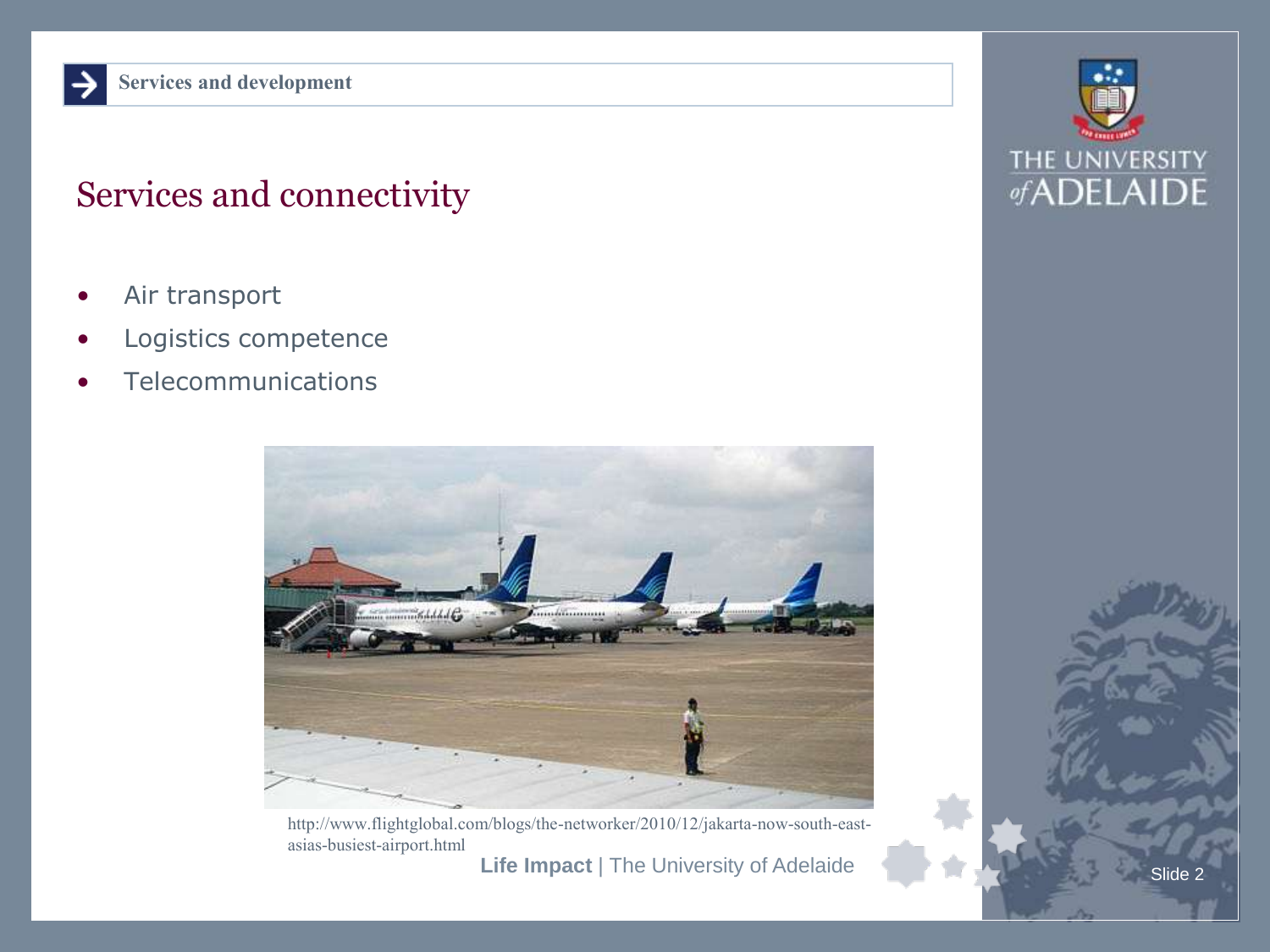Services and development

# Services and connectivity

- Air transport
- Logistics competence
- Telecommunications

http://www.flightglobal.com/blogs/the-networker/2010/12/jakarta-now-south-east-asias-busiest-airport.html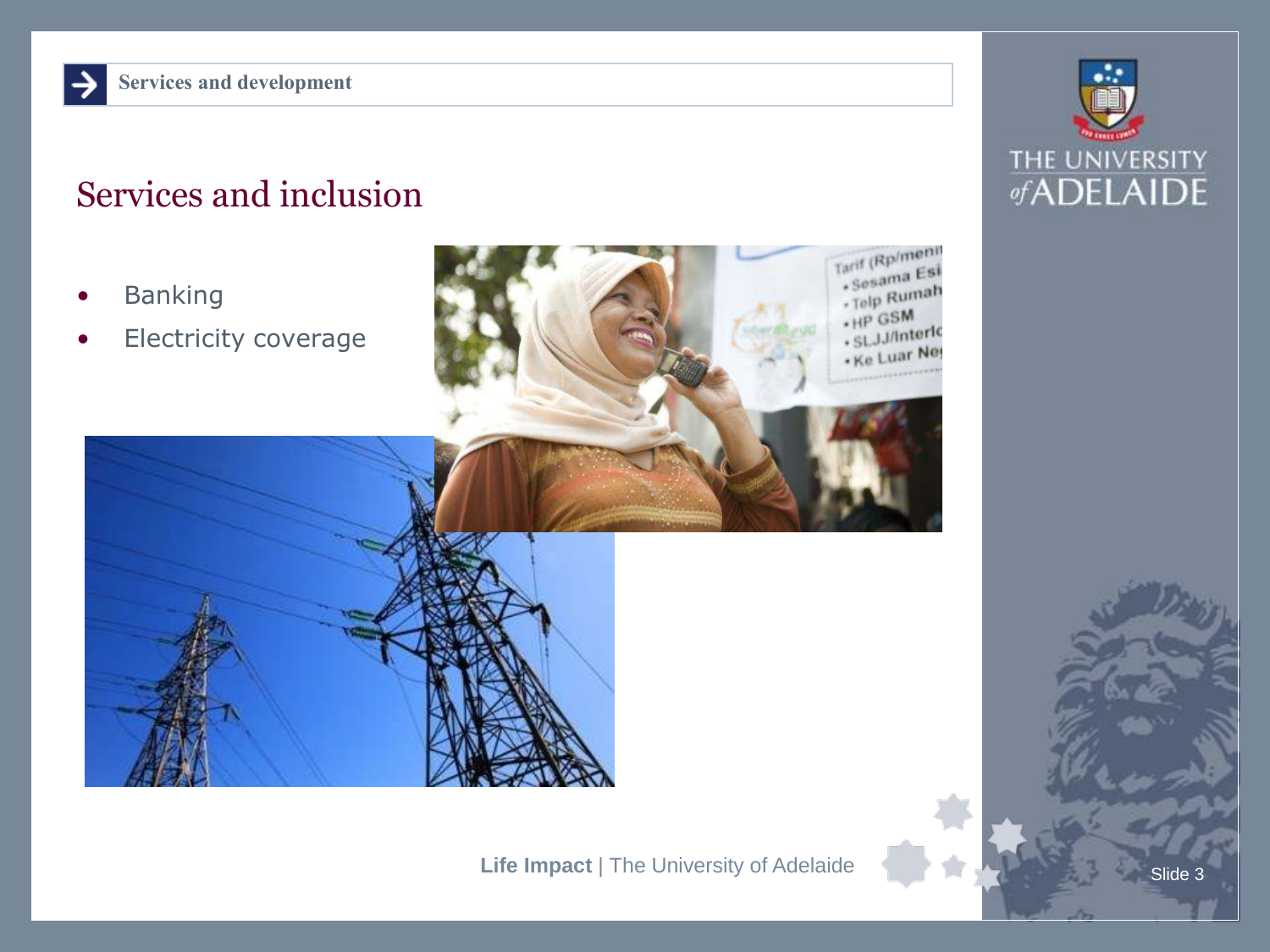Services and development

# Services and inclusion

- Banking
- Electricity coverage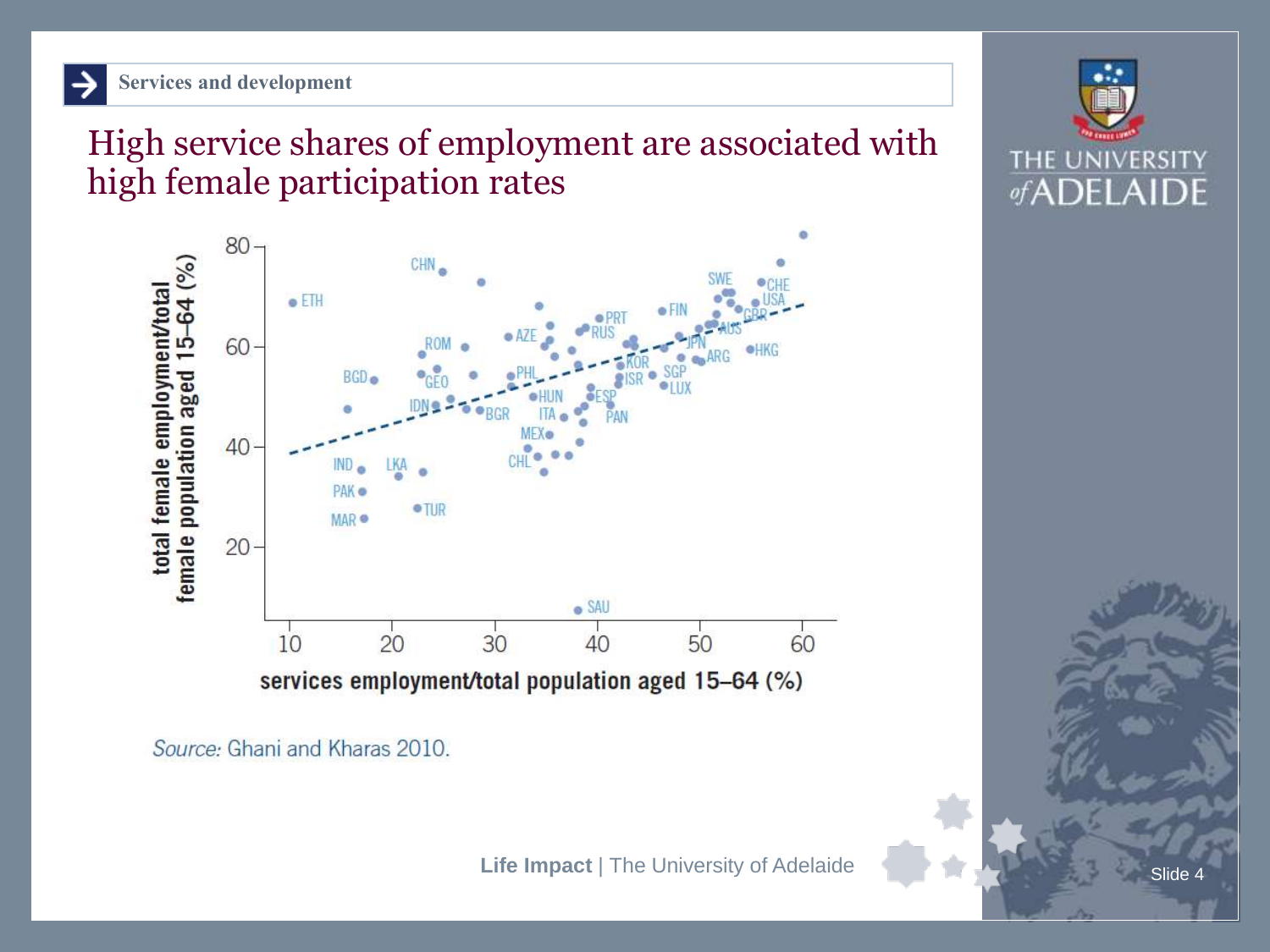Services and development

# High service shares of employment are associated with high female participation rates

*Source:* Ghani and Kharas 2010.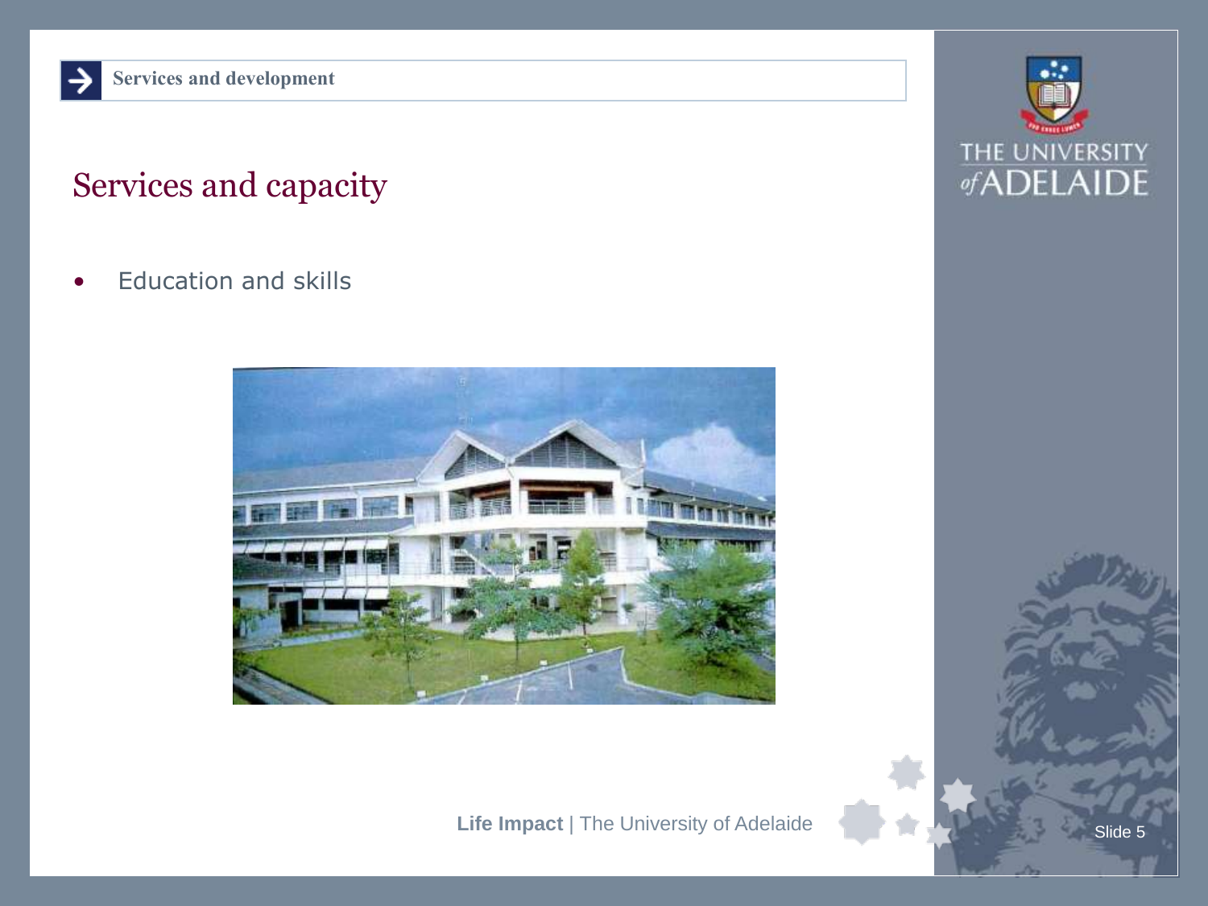Services and development

# Services and capacity

- Education and skills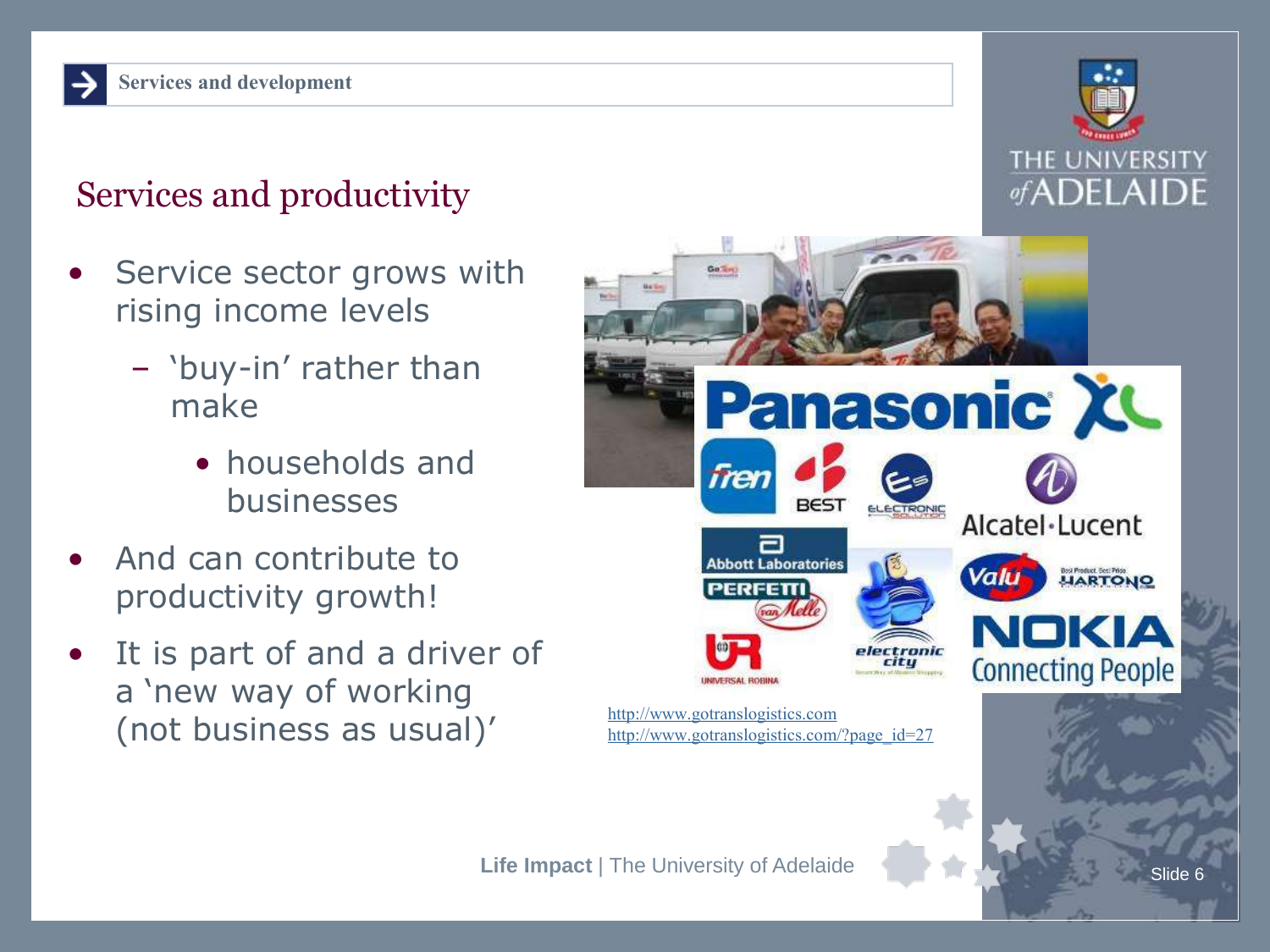## Services and productivity

- Service sector grows with rising income levels
  - 'buy-in' rather than make
    - households and businesses
- And can contribute to productivity growth!
- It is part of and a driver of a 'new way of working (not business as usual)'

http://www.gotranslogistics.com
http://www.gotranslogistics.com/?page_id=27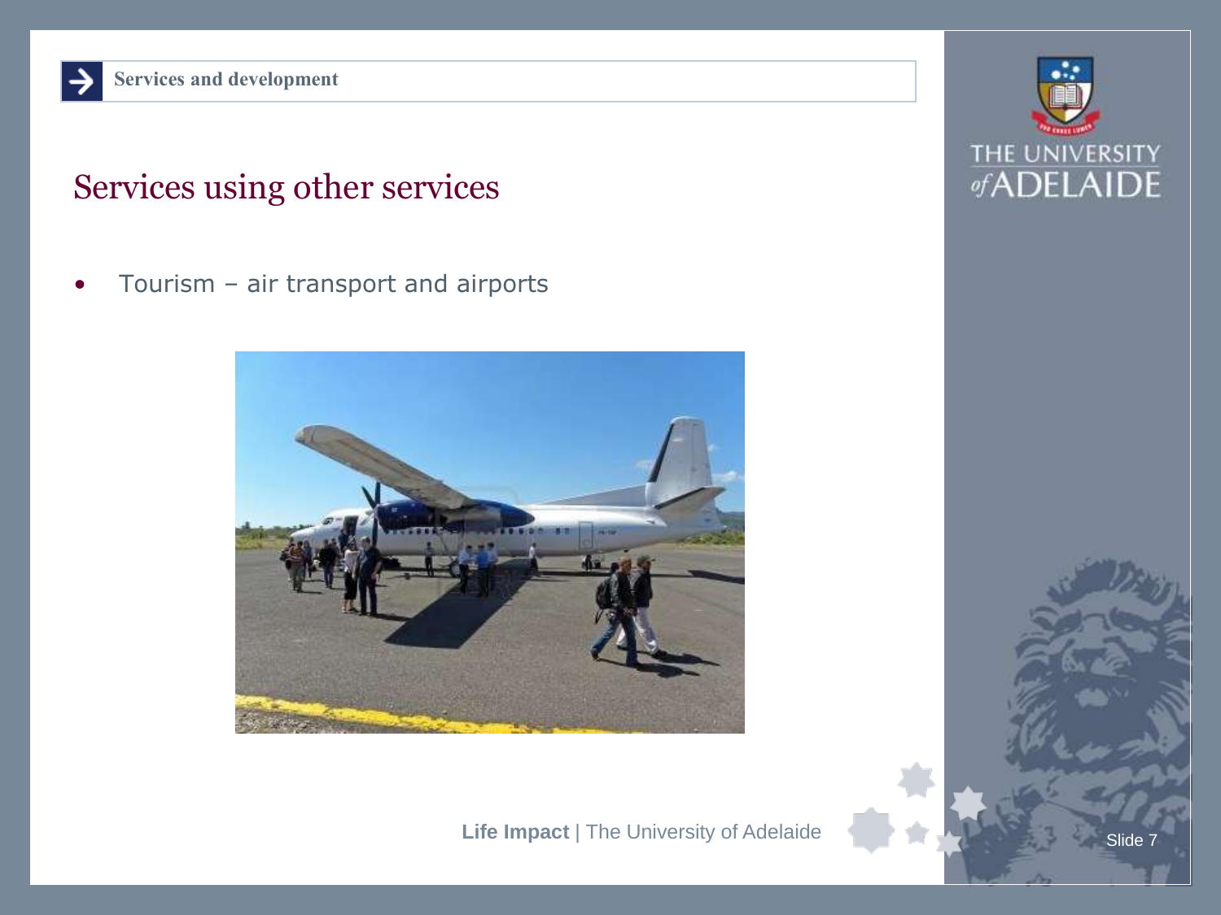Services and development

# Services using other services

- Tourism – air transport and airports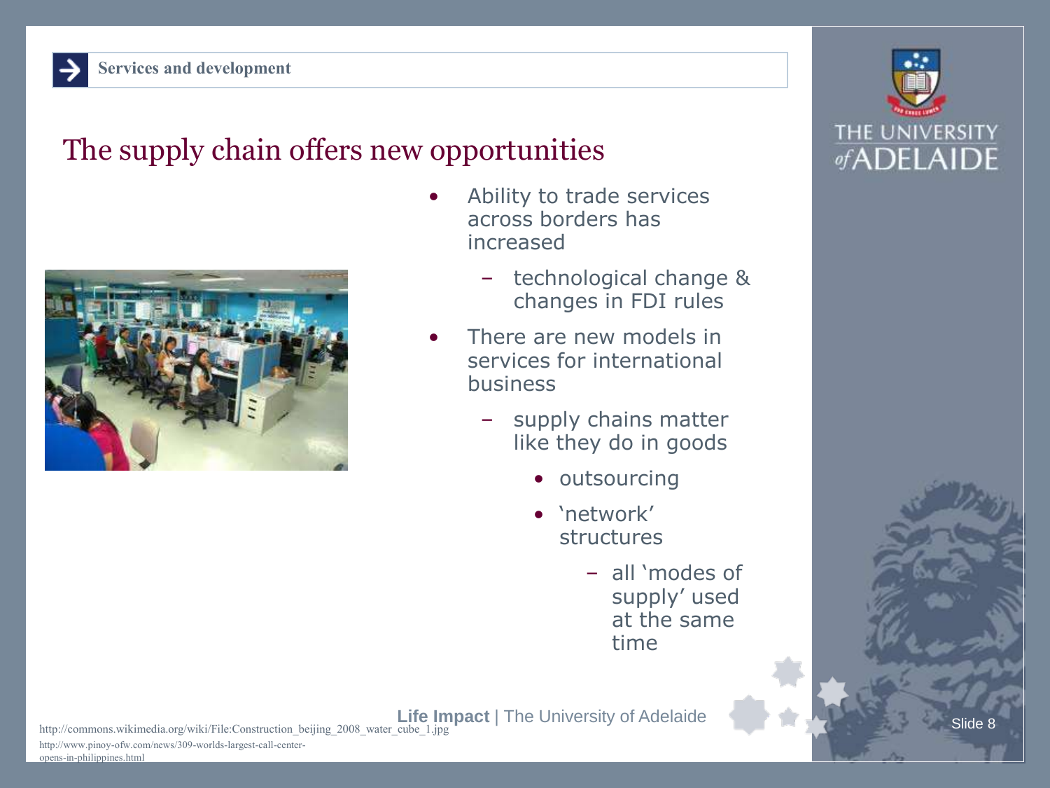Services and development

# The supply chain offers new opportunities

- Ability to trade services across borders has increased
  - technological change & changes in FDI rules
- There are new models in services for international business
  - supply chains matter like they do in goods
    - outsourcing
    - 'network' structures
      - all 'modes of supply' used at the same time

http://commons.wikimedia.org/wiki/File:Construction_beijing_2008_water_cube_1.jpg

http://www.pinoy-ofw.com/news/309-worlds-largest-call-center-opens-in-philippines.html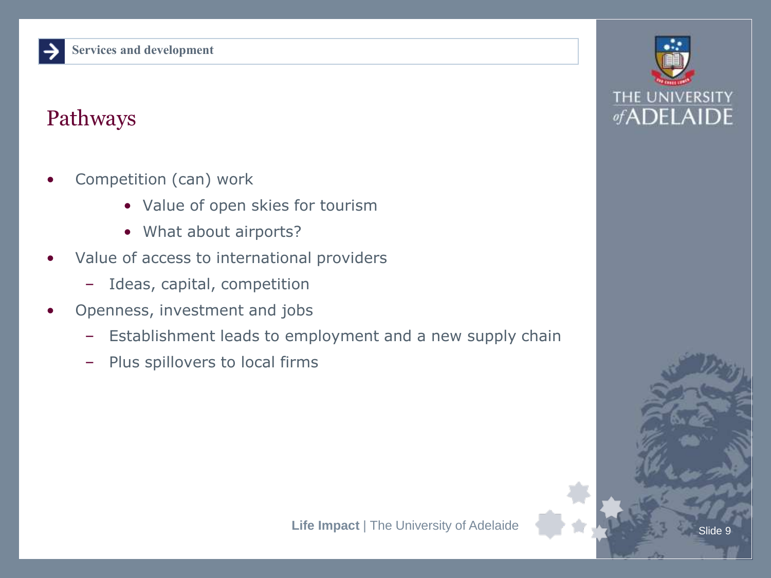Services and development

# Pathways

- Competition (can) work
  - Value of open skies for tourism
  - What about airports?
- Value of access to international providers
  - Ideas, capital, competition
- Openness, investment and jobs
  - Establishment leads to employment and a new supply chain
  - Plus spillovers to local firms